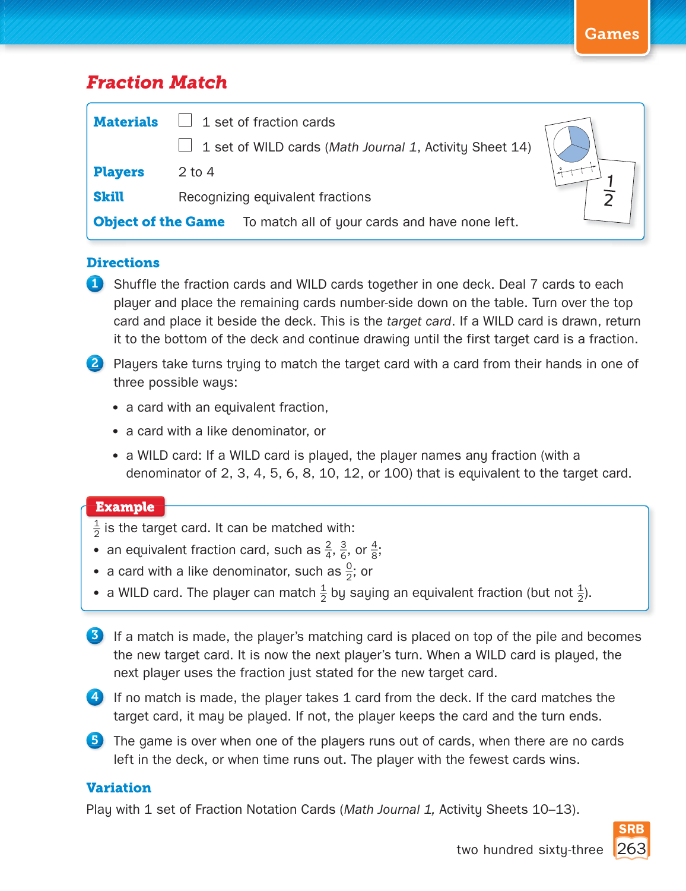# Fraction Match

**Materials** ☐ 1 set of fraction cards

☐ 1 set of WILD cards (*Math Journal 1*, Activity Sheet 14)

**Players** 2 to 4

**Skill** Recognizing equivalent fractions

**Object of the Game** To match all of your cards and have none left.

## Directions

1. Shuffle the fraction cards and WILD cards together in one deck. Deal 7 cards to each player and place the remaining cards number-side down on the table. Turn over the top card and place it beside the deck. This is the *target card*. If a WILD card is drawn, return it to the bottom of the deck and continue drawing until the first target card is a fraction.

2. Players take turns trying to match the target card with a card from their hands in one of three possible ways:
   - a card with an equivalent fraction,
   - a card with a like denominator, or
   - a WILD card: If a WILD card is played, the player names any fraction (with a denominator of 2, 3, 4, 5, 6, 8, 10, 12, or 100) that is equivalent to the target card.

**Example**

$\frac{1}{2}$ is the target card. It can be matched with:

- an equivalent fraction card, such as $\frac{2}{4}$, $\frac{3}{6}$, or $\frac{4}{8}$;
- a card with a like denominator, such as $\frac{0}{2}$; or
- a WILD card. The player can match $\frac{1}{2}$ by saying an equivalent fraction (but not $\frac{1}{2}$).

3. If a match is made, the player's matching card is placed on top of the pile and becomes the new target card. It is now the next player's turn. When a WILD card is played, the next player uses the fraction just stated for the new target card.

4. If no match is made, the player takes 1 card from the deck. If the card matches the target card, it may be played. If not, the player keeps the card and the turn ends.

5. The game is over when one of the players runs out of cards, when there are no cards left in the deck, or when time runs out. The player with the fewest cards wins.

## Variation

Play with 1 set of Fraction Notation Cards (*Math Journal 1,* Activity Sheets 10–13).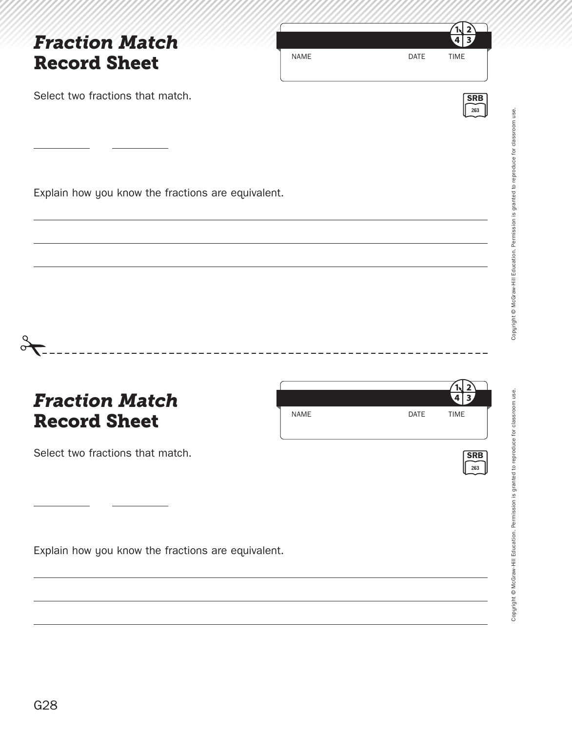# *Fraction Match* Record Sheet

NAME DATE TIME

SRB 263

Select two fractions that match.

\_\_\_\_\_\_\_\_\_\_ \_\_\_\_\_\_\_\_\_\_

Explain how you know the fractions are equivalent.

\_\_\_\_\_\_\_\_\_\_\_\_\_\_\_\_\_\_\_\_\_\_\_\_\_\_\_\_\_\_\_\_\_\_\_\_\_\_\_\_\_\_\_\_\_\_\_\_\_\_\_\_\_\_\_\_\_\_\_\_

\_\_\_\_\_\_\_\_\_\_\_\_\_\_\_\_\_\_\_\_\_\_\_\_\_\_\_\_\_\_\_\_\_\_\_\_\_\_\_\_\_\_\_\_\_\_\_\_\_\_\_\_\_\_\_\_\_\_\_\_

\_\_\_\_\_\_\_\_\_\_\_\_\_\_\_\_\_\_\_\_\_\_\_\_\_\_\_\_\_\_\_\_\_\_\_\_\_\_\_\_\_\_\_\_\_\_\_\_\_\_\_\_\_\_\_\_\_\_\_\_

---

# *Fraction Match* Record Sheet

NAME DATE TIME

SRB 263

Select two fractions that match.

\_\_\_\_\_\_\_\_\_\_ \_\_\_\_\_\_\_\_\_\_

Explain how you know the fractions are equivalent.

\_\_\_\_\_\_\_\_\_\_\_\_\_\_\_\_\_\_\_\_\_\_\_\_\_\_\_\_\_\_\_\_\_\_\_\_\_\_\_\_\_\_\_\_\_\_\_\_\_\_\_\_\_\_\_\_\_\_\_\_

\_\_\_\_\_\_\_\_\_\_\_\_\_\_\_\_\_\_\_\_\_\_\_\_\_\_\_\_\_\_\_\_\_\_\_\_\_\_\_\_\_\_\_\_\_\_\_\_\_\_\_\_\_\_\_\_\_\_\_\_

\_\_\_\_\_\_\_\_\_\_\_\_\_\_\_\_\_\_\_\_\_\_\_\_\_\_\_\_\_\_\_\_\_\_\_\_\_\_\_\_\_\_\_\_\_\_\_\_\_\_\_\_\_\_\_\_\_\_\_\_

Copyright © McGraw-Hill Education. Permission is granted to reproduce for classroom use.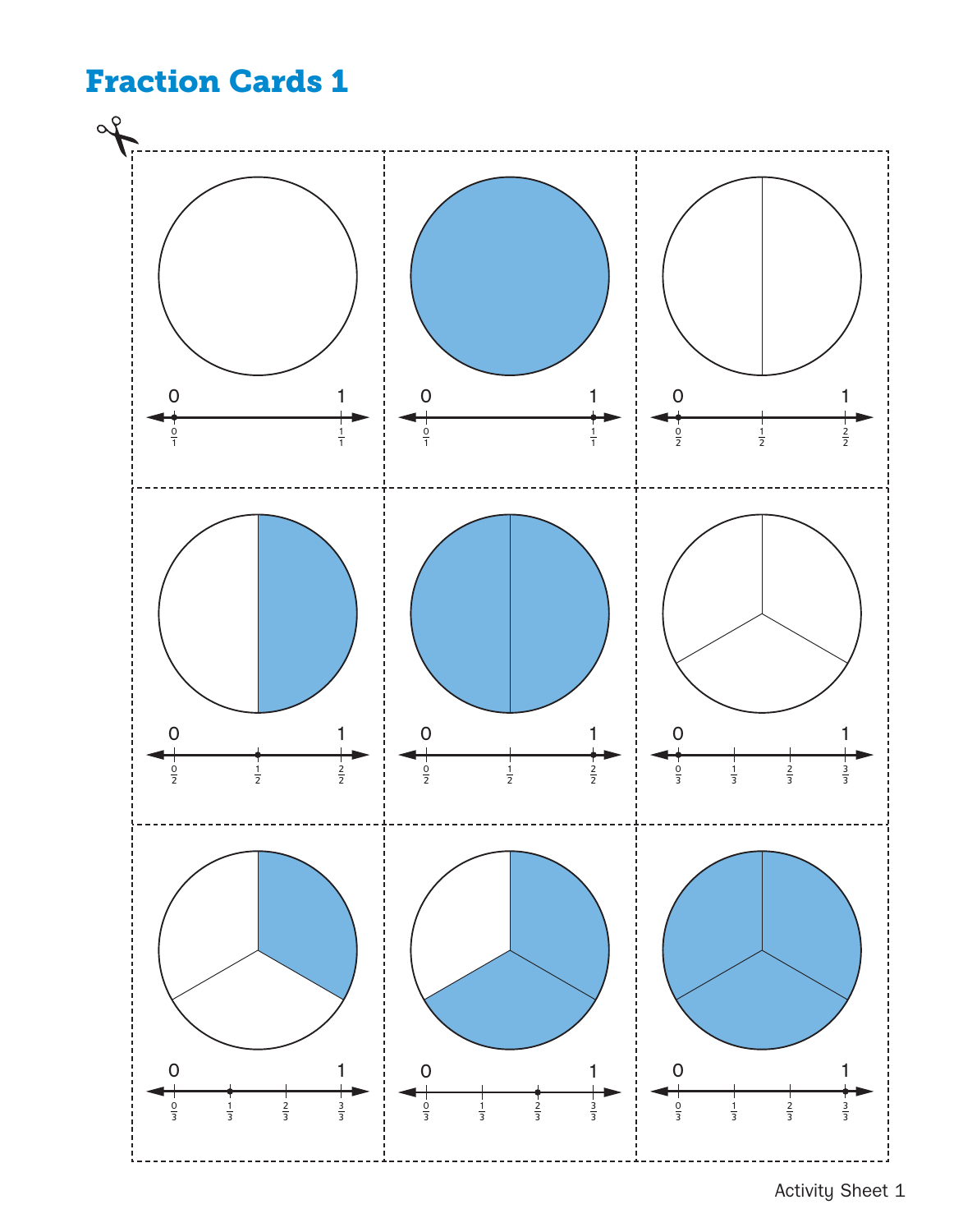# Fraction Cards 1

0 1
$\frac{0}{1}$ $\frac{1}{1}$

0 1
$\frac{0}{1}$ $\frac{1}{1}$

0 1
$\frac{0}{2}$ $\frac{1}{2}$ $\frac{2}{2}$

0 1
$\frac{0}{2}$ $\frac{1}{2}$ $\frac{2}{2}$

0 1
$\frac{0}{2}$ $\frac{1}{2}$ $\frac{2}{2}$

0 1
$\frac{0}{3}$ $\frac{1}{3}$ $\frac{2}{3}$ $\frac{3}{3}$

0 1
$\frac{0}{3}$ $\frac{1}{3}$ $\frac{2}{3}$ $\frac{3}{3}$

0 1
$\frac{0}{3}$ $\frac{1}{3}$ $\frac{2}{3}$ $\frac{3}{3}$

0 1
$\frac{0}{3}$ $\frac{1}{3}$ $\frac{2}{3}$ $\frac{3}{3}$

Activity Sheet 1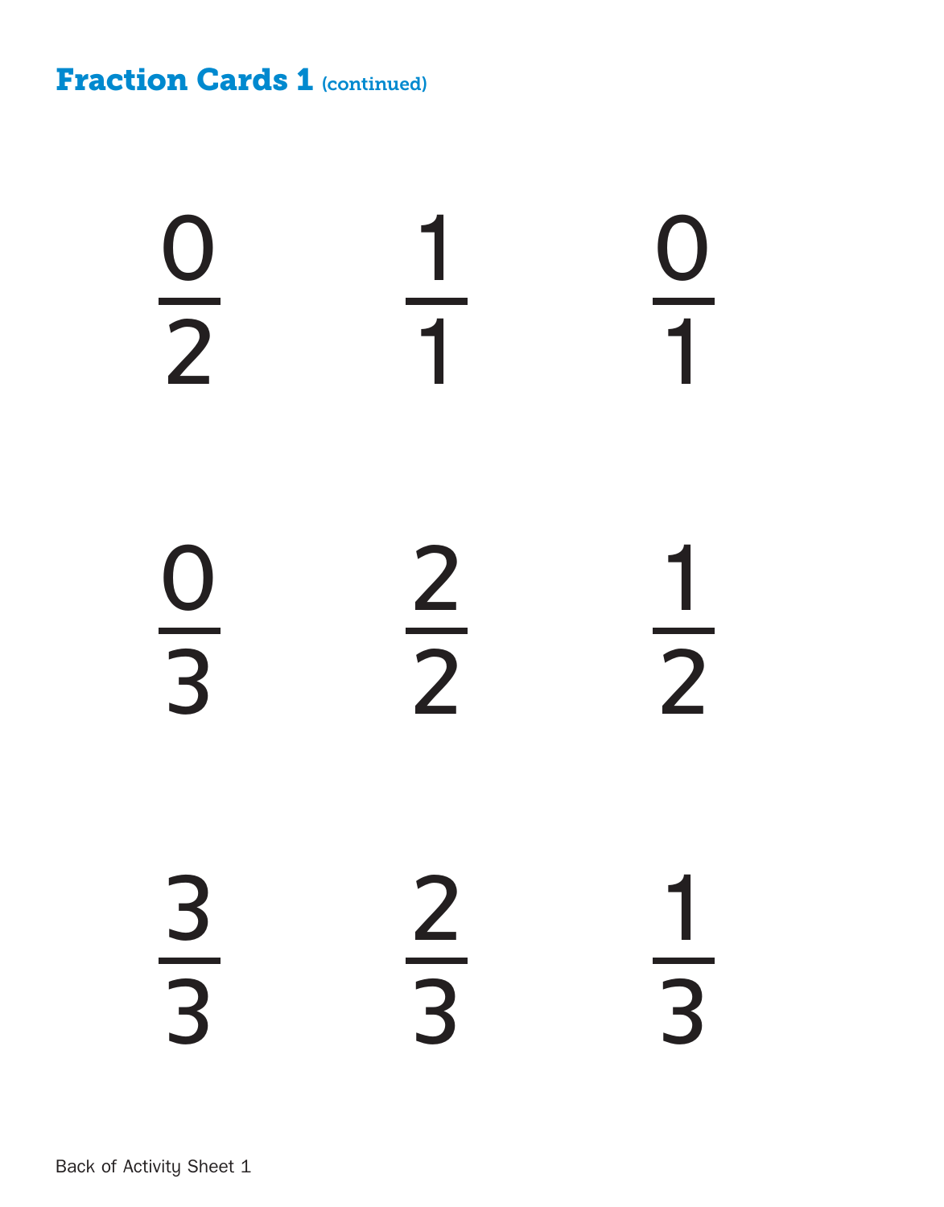## Fraction Cards 1 (continued)

$$\frac{0}{2} \qquad \frac{1}{1} \qquad \frac{0}{1}$$

$$\frac{0}{3} \qquad \frac{2}{2} \qquad \frac{1}{2}$$

$$\frac{3}{3} \qquad \frac{2}{3} \qquad \frac{1}{3}$$

Back of Activity Sheet 1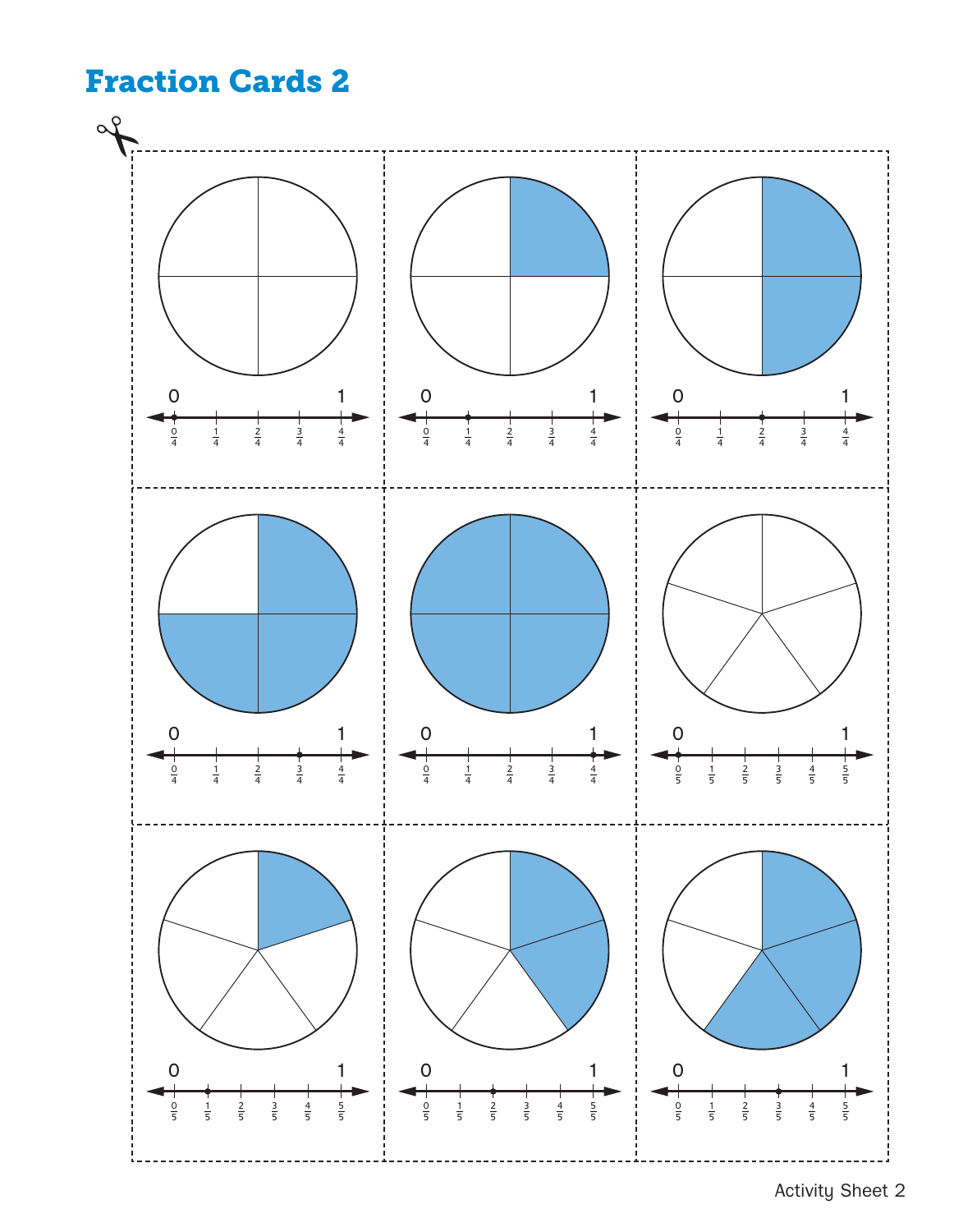# Fraction Cards 2

0 1

$\frac{0}{4}$ $\frac{1}{4}$ $\frac{2}{4}$ $\frac{3}{4}$ $\frac{4}{4}$

0 1

$\frac{0}{4}$ $\frac{1}{4}$ $\frac{2}{4}$ $\frac{3}{4}$ $\frac{4}{4}$

0 1

$\frac{0}{4}$ $\frac{1}{4}$ $\frac{2}{4}$ $\frac{3}{4}$ $\frac{4}{4}$

0 1

$\frac{0}{4}$ $\frac{1}{4}$ $\frac{2}{4}$ $\frac{3}{4}$ $\frac{4}{4}$

0 1

$\frac{0}{4}$ $\frac{1}{4}$ $\frac{2}{4}$ $\frac{3}{4}$ $\frac{4}{4}$

0 1

$\frac{0}{5}$ $\frac{1}{5}$ $\frac{2}{5}$ $\frac{3}{5}$ $\frac{4}{5}$ $\frac{5}{5}$

0 1

$\frac{0}{5}$ $\frac{1}{5}$ $\frac{2}{5}$ $\frac{3}{5}$ $\frac{4}{5}$ $\frac{5}{5}$

0 1

$\frac{0}{5}$ $\frac{1}{5}$ $\frac{2}{5}$ $\frac{3}{5}$ $\frac{4}{5}$ $\frac{5}{5}$

0 1

$\frac{0}{5}$ $\frac{1}{5}$ $\frac{2}{5}$ $\frac{3}{5}$ $\frac{4}{5}$ $\frac{5}{5}$

Activity Sheet 2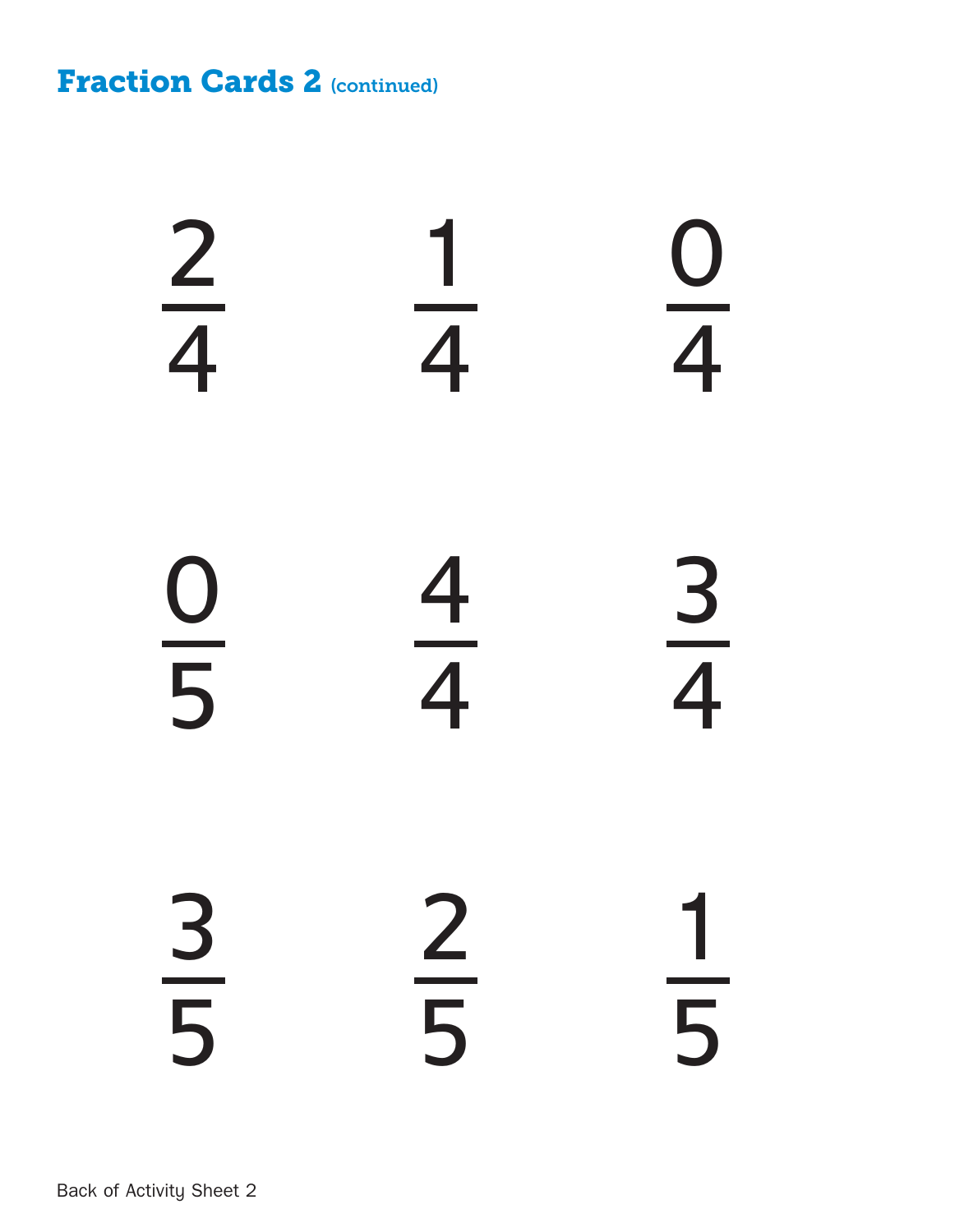## Fraction Cards 2 (continued)

$$\frac{2}{4} \qquad \frac{1}{4} \qquad \frac{0}{4}$$

$$\frac{0}{5} \qquad \frac{4}{4} \qquad \frac{3}{4}$$

$$\frac{3}{5} \qquad \frac{2}{5} \qquad \frac{1}{5}$$

Back of Activity Sheet 2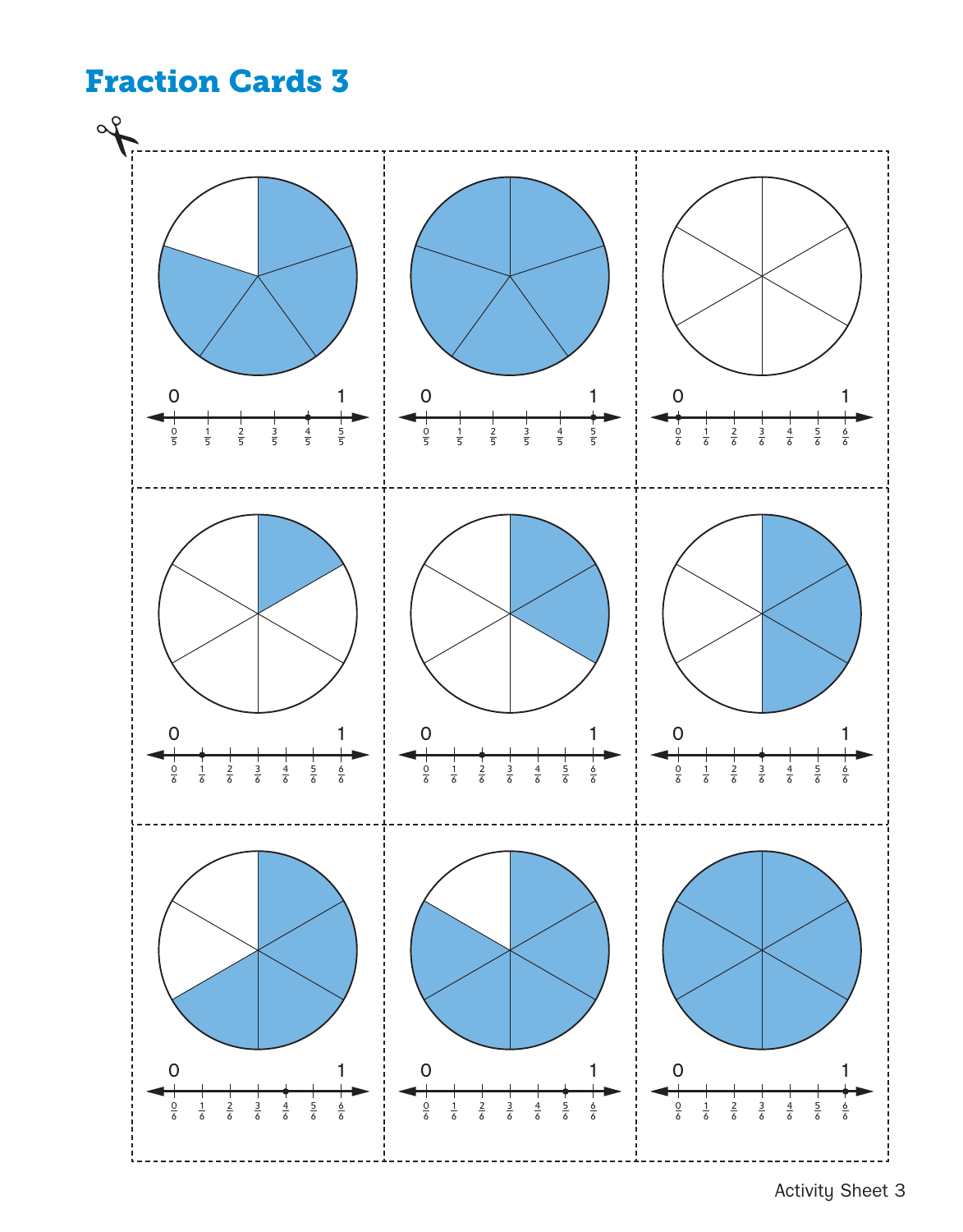# Fraction Cards 3

0 1

$\frac{0}{5}$ $\frac{1}{5}$ $\frac{2}{5}$ $\frac{3}{5}$ $\frac{4}{5}$ $\frac{5}{5}$

0 1

$\frac{0}{5}$ $\frac{1}{5}$ $\frac{2}{5}$ $\frac{3}{5}$ $\frac{4}{5}$ $\frac{5}{5}$

0 1

$\frac{0}{6}$ $\frac{1}{6}$ $\frac{2}{6}$ $\frac{3}{6}$ $\frac{4}{6}$ $\frac{5}{6}$ $\frac{6}{6}$

0 1

$\frac{0}{6}$ $\frac{1}{6}$ $\frac{2}{6}$ $\frac{3}{6}$ $\frac{4}{6}$ $\frac{5}{6}$ $\frac{6}{6}$

0 1

$\frac{0}{6}$ $\frac{1}{6}$ $\frac{2}{6}$ $\frac{3}{6}$ $\frac{4}{6}$ $\frac{5}{6}$ $\frac{6}{6}$

0 1

$\frac{0}{6}$ $\frac{1}{6}$ $\frac{2}{6}$ $\frac{3}{6}$ $\frac{4}{6}$ $\frac{5}{6}$ $\frac{6}{6}$

0 1

$\frac{0}{6}$ $\frac{1}{6}$ $\frac{2}{6}$ $\frac{3}{6}$ $\frac{4}{6}$ $\frac{5}{6}$ $\frac{6}{6}$

0 1

$\frac{0}{6}$ $\frac{1}{6}$ $\frac{2}{6}$ $\frac{3}{6}$ $\frac{4}{6}$ $\frac{5}{6}$ $\frac{6}{6}$

0 1

$\frac{0}{6}$ $\frac{1}{6}$ $\frac{2}{6}$ $\frac{3}{6}$ $\frac{4}{6}$ $\frac{5}{6}$ $\frac{6}{6}$

Activity Sheet 3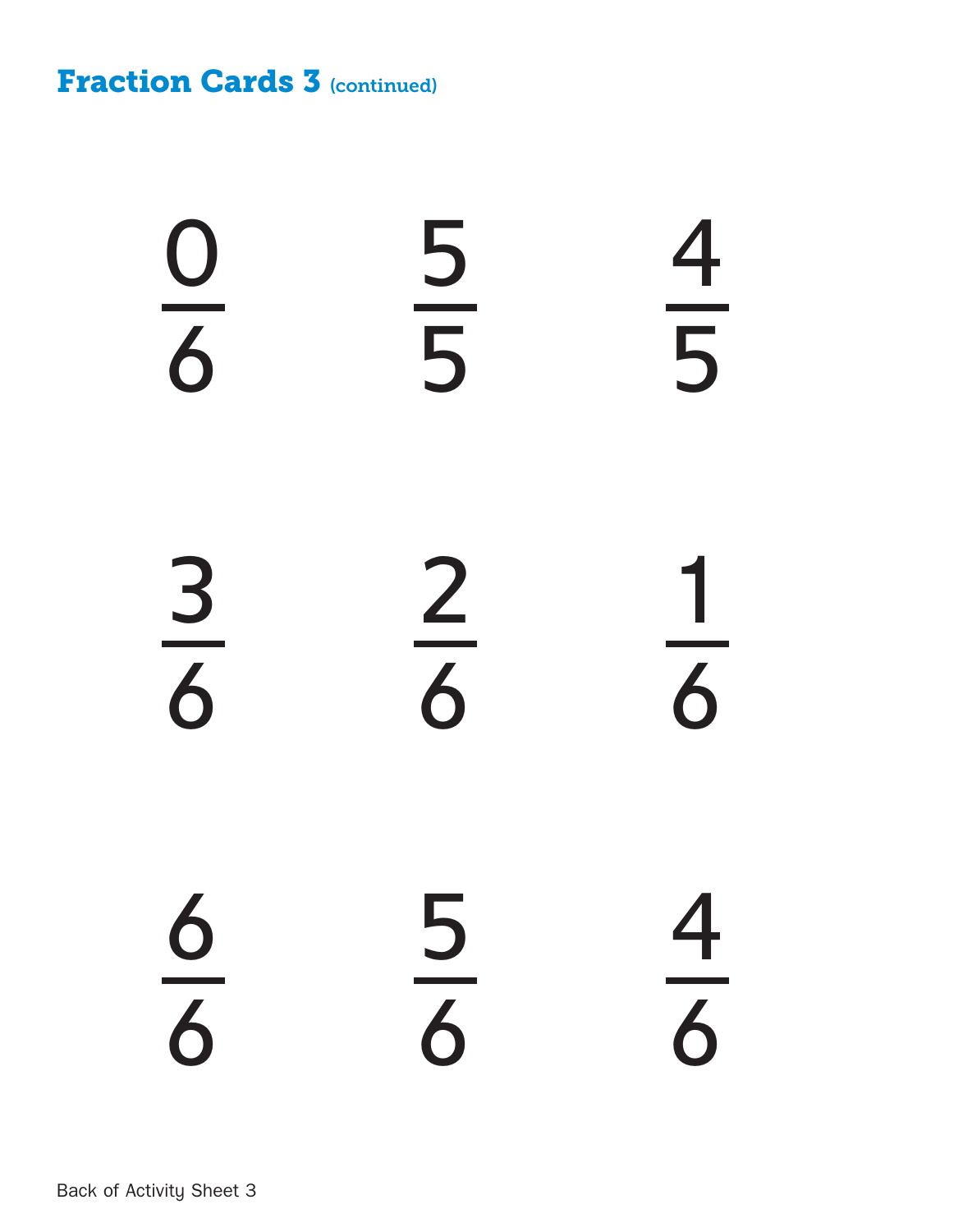## Fraction Cards 3 (continued)

$$\frac{0}{6}$$

$$\frac{5}{5}$$

$$\frac{4}{5}$$

$$\frac{3}{6}$$

$$\frac{2}{6}$$

$$\frac{1}{6}$$

$$\frac{6}{6}$$

$$\frac{5}{6}$$

$$\frac{4}{6}$$

Back of Activity Sheet 3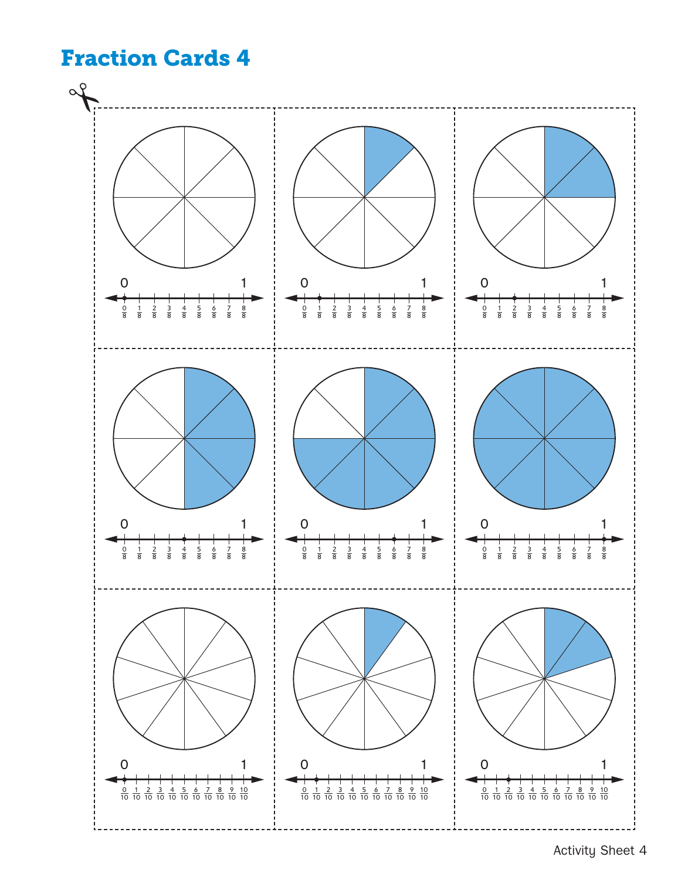# Fraction Cards 4

0 1

$\frac{0}{8}$ $\frac{1}{8}$ $\frac{2}{8}$ $\frac{3}{8}$ $\frac{4}{8}$ $\frac{5}{8}$ $\frac{6}{8}$ $\frac{7}{8}$ $\frac{8}{8}$

0 1

$\frac{0}{8}$ $\frac{1}{8}$ $\frac{2}{8}$ $\frac{3}{8}$ $\frac{4}{8}$ $\frac{5}{8}$ $\frac{6}{8}$ $\frac{7}{8}$ $\frac{8}{8}$

0 1

$\frac{0}{8}$ $\frac{1}{8}$ $\frac{2}{8}$ $\frac{3}{8}$ $\frac{4}{8}$ $\frac{5}{8}$ $\frac{6}{8}$ $\frac{7}{8}$ $\frac{8}{8}$

0 1

$\frac{0}{8}$ $\frac{1}{8}$ $\frac{2}{8}$ $\frac{3}{8}$ $\frac{4}{8}$ $\frac{5}{8}$ $\frac{6}{8}$ $\frac{7}{8}$ $\frac{8}{8}$

0 1

$\frac{0}{8}$ $\frac{1}{8}$ $\frac{2}{8}$ $\frac{3}{8}$ $\frac{4}{8}$ $\frac{5}{8}$ $\frac{6}{8}$ $\frac{7}{8}$ $\frac{8}{8}$

0 1

$\frac{0}{8}$ $\frac{1}{8}$ $\frac{2}{8}$ $\frac{3}{8}$ $\frac{4}{8}$ $\frac{5}{8}$ $\frac{6}{8}$ $\frac{7}{8}$ $\frac{8}{8}$

0 1

$\frac{0}{10}$ $\frac{1}{10}$ $\frac{2}{10}$ $\frac{3}{10}$ $\frac{4}{10}$ $\frac{5}{10}$ $\frac{6}{10}$ $\frac{7}{10}$ $\frac{8}{10}$ $\frac{9}{10}$ $\frac{10}{10}$

0 1

$\frac{0}{10}$ $\frac{1}{10}$ $\frac{2}{10}$ $\frac{3}{10}$ $\frac{4}{10}$ $\frac{5}{10}$ $\frac{6}{10}$ $\frac{7}{10}$ $\frac{8}{10}$ $\frac{9}{10}$ $\frac{10}{10}$

0 1

$\frac{0}{10}$ $\frac{1}{10}$ $\frac{2}{10}$ $\frac{3}{10}$ $\frac{4}{10}$ $\frac{5}{10}$ $\frac{6}{10}$ $\frac{7}{10}$ $\frac{8}{10}$ $\frac{9}{10}$ $\frac{10}{10}$

Activity Sheet 4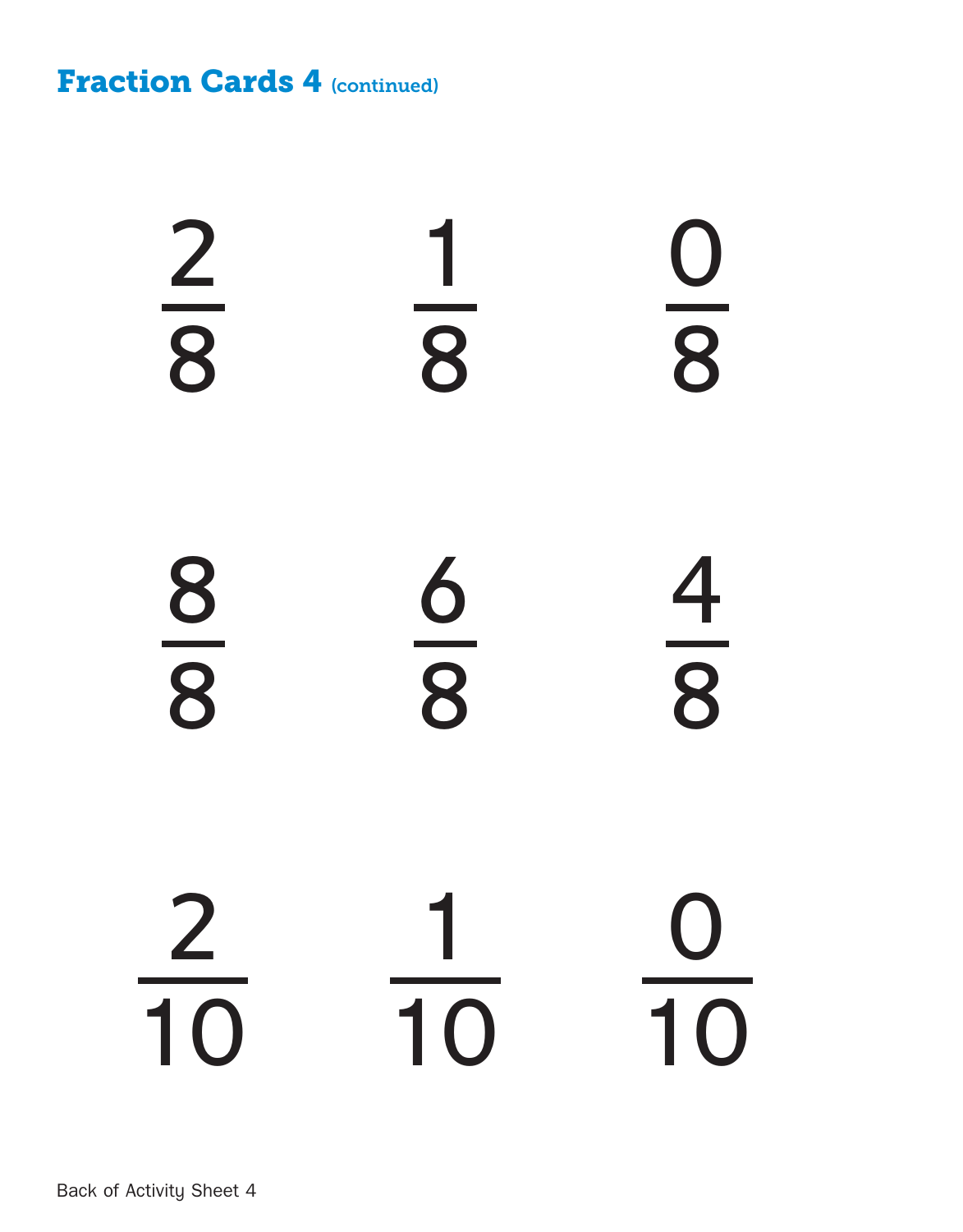# Fraction Cards 4 (continued)

$$\frac{2}{8} \quad \frac{1}{8} \quad \frac{0}{8}$$

$$\frac{8}{8} \quad \frac{6}{8} \quad \frac{4}{8}$$

$$\frac{2}{10} \quad \frac{1}{10} \quad \frac{0}{10}$$

Back of Activity Sheet 4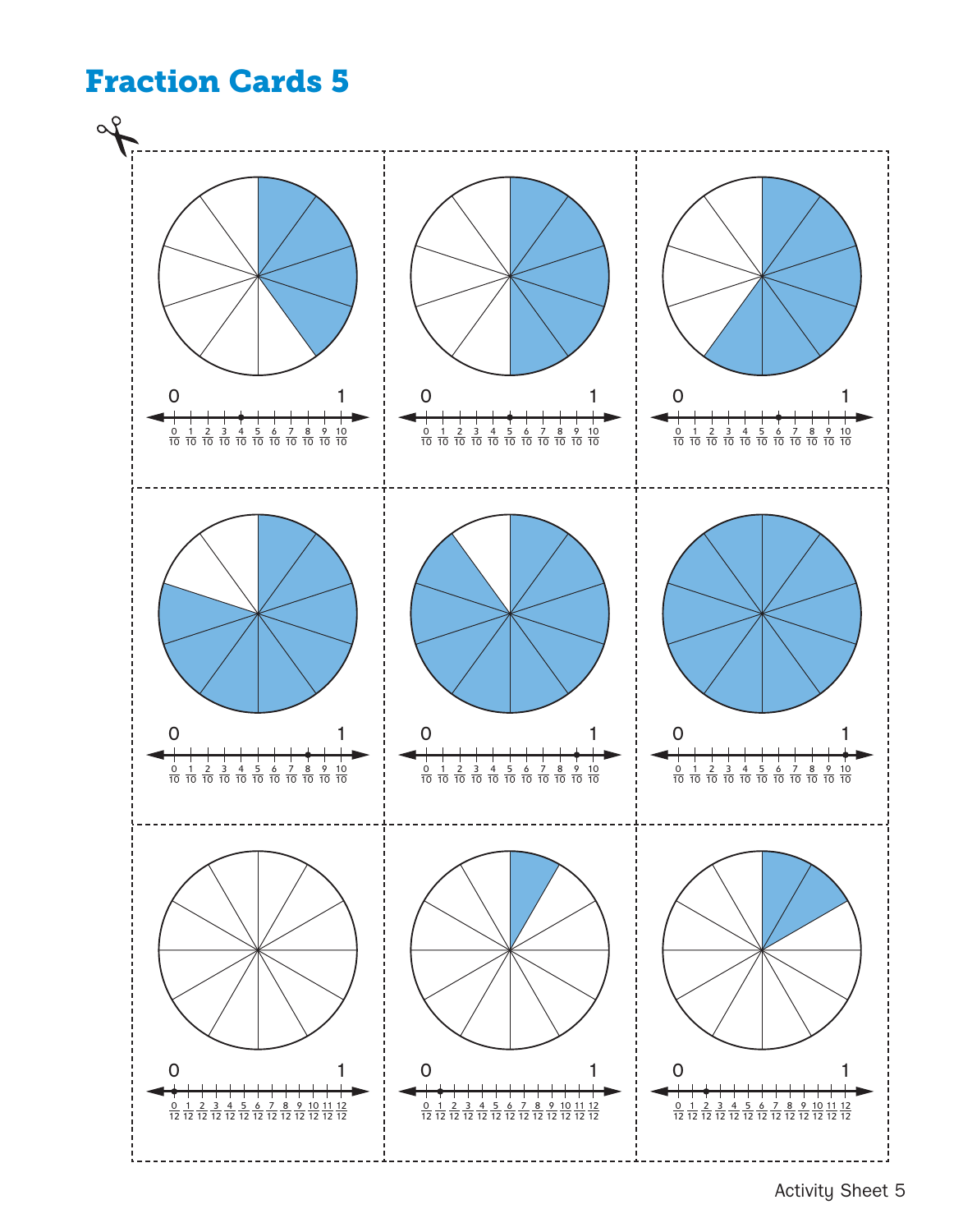# Fraction Cards 5

0 1

$\frac{0}{10}$ $\frac{1}{10}$ $\frac{2}{10}$ $\frac{3}{10}$ $\frac{4}{10}$ $\frac{5}{10}$ $\frac{6}{10}$ $\frac{7}{10}$ $\frac{8}{10}$ $\frac{9}{10}$ $\frac{10}{10}$

0 1

$\frac{0}{10}$ $\frac{1}{10}$ $\frac{2}{10}$ $\frac{3}{10}$ $\frac{4}{10}$ $\frac{5}{10}$ $\frac{6}{10}$ $\frac{7}{10}$ $\frac{8}{10}$ $\frac{9}{10}$ $\frac{10}{10}$

0 1

$\frac{0}{10}$ $\frac{1}{10}$ $\frac{2}{10}$ $\frac{3}{10}$ $\frac{4}{10}$ $\frac{5}{10}$ $\frac{6}{10}$ $\frac{7}{10}$ $\frac{8}{10}$ $\frac{9}{10}$ $\frac{10}{10}$

0 1

$\frac{0}{10}$ $\frac{1}{10}$ $\frac{2}{10}$ $\frac{3}{10}$ $\frac{4}{10}$ $\frac{5}{10}$ $\frac{6}{10}$ $\frac{7}{10}$ $\frac{8}{10}$ $\frac{9}{10}$ $\frac{10}{10}$

0 1

$\frac{0}{10}$ $\frac{1}{10}$ $\frac{2}{10}$ $\frac{3}{10}$ $\frac{4}{10}$ $\frac{5}{10}$ $\frac{6}{10}$ $\frac{7}{10}$ $\frac{8}{10}$ $\frac{9}{10}$ $\frac{10}{10}$

0 1

$\frac{0}{10}$ $\frac{1}{10}$ $\frac{2}{10}$ $\frac{3}{10}$ $\frac{4}{10}$ $\frac{5}{10}$ $\frac{6}{10}$ $\frac{7}{10}$ $\frac{8}{10}$ $\frac{9}{10}$ $\frac{10}{10}$

0 1

$\frac{0}{12}$ $\frac{1}{12}$ $\frac{2}{12}$ $\frac{3}{12}$ $\frac{4}{12}$ $\frac{5}{12}$ $\frac{6}{12}$ $\frac{7}{12}$ $\frac{8}{12}$ $\frac{9}{12}$ $\frac{10}{12}$ $\frac{11}{12}$ $\frac{12}{12}$

0 1

$\frac{0}{12}$ $\frac{1}{12}$ $\frac{2}{12}$ $\frac{3}{12}$ $\frac{4}{12}$ $\frac{5}{12}$ $\frac{6}{12}$ $\frac{7}{12}$ $\frac{8}{12}$ $\frac{9}{12}$ $\frac{10}{12}$ $\frac{11}{12}$ $\frac{12}{12}$

0 1

$\frac{0}{12}$ $\frac{1}{12}$ $\frac{2}{12}$ $\frac{3}{12}$ $\frac{4}{12}$ $\frac{5}{12}$ $\frac{6}{12}$ $\frac{7}{12}$ $\frac{8}{12}$ $\frac{9}{12}$ $\frac{10}{12}$ $\frac{11}{12}$ $\frac{12}{12}$

Activity Sheet 5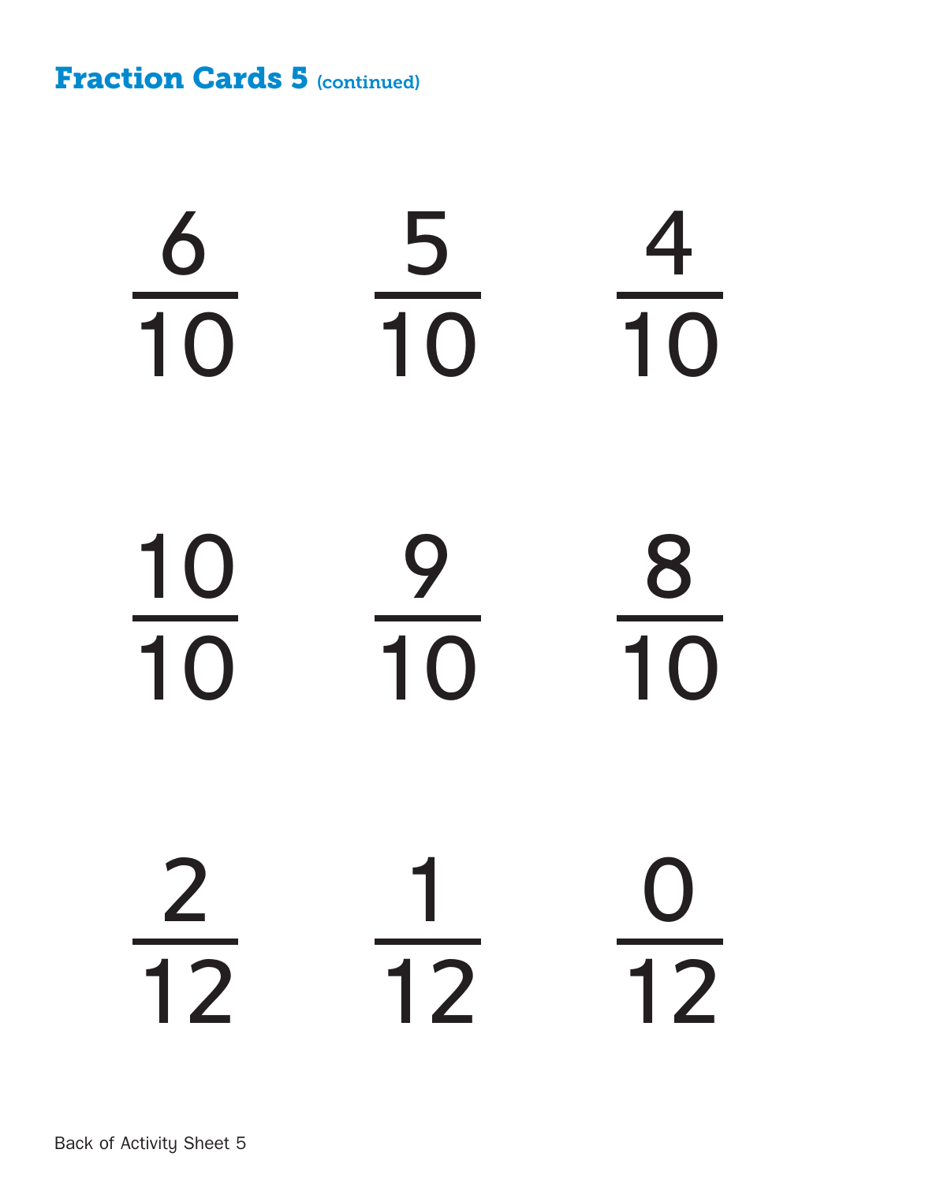## Fraction Cards 5 (continued)

$$\frac{6}{10} \quad \frac{5}{10} \quad \frac{4}{10}$$

$$\frac{10}{10} \quad \frac{9}{10} \quad \frac{8}{10}$$

$$\frac{2}{12} \quad \frac{1}{12} \quad \frac{0}{12}$$

Back of Activity Sheet 5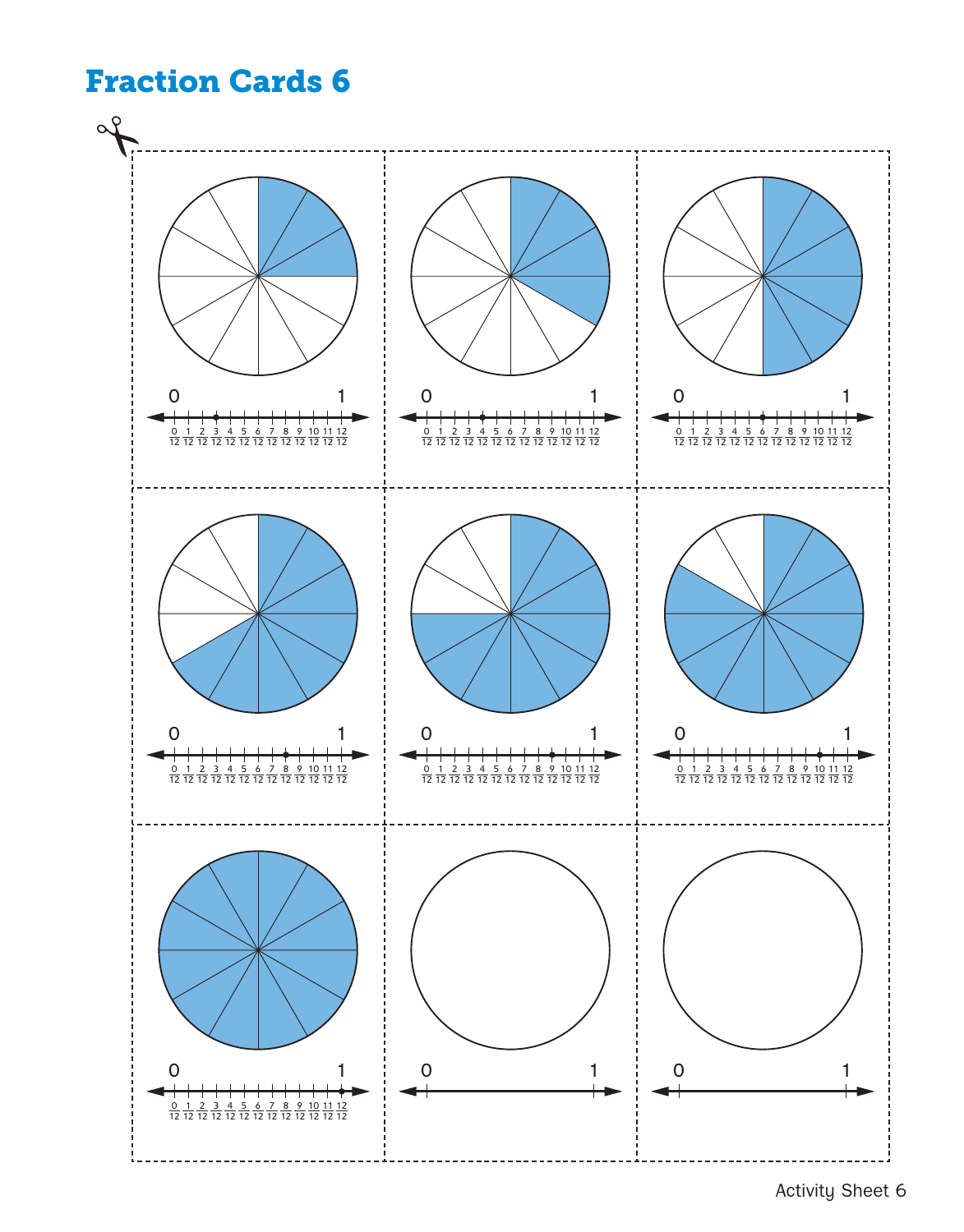# Fraction Cards 6

0 1

$\frac{0}{12}$ $\frac{1}{12}$ $\frac{2}{12}$ $\frac{3}{12}$ $\frac{4}{12}$ $\frac{5}{12}$ $\frac{6}{12}$ $\frac{7}{12}$ $\frac{8}{12}$ $\frac{9}{12}$ $\frac{10}{12}$ $\frac{11}{12}$ $\frac{12}{12}$

0 1

$\frac{0}{12}$ $\frac{1}{12}$ $\frac{2}{12}$ $\frac{3}{12}$ $\frac{4}{12}$ $\frac{5}{12}$ $\frac{6}{12}$ $\frac{7}{12}$ $\frac{8}{12}$ $\frac{9}{12}$ $\frac{10}{12}$ $\frac{11}{12}$ $\frac{12}{12}$

0 1

$\frac{0}{12}$ $\frac{1}{12}$ $\frac{2}{12}$ $\frac{3}{12}$ $\frac{4}{12}$ $\frac{5}{12}$ $\frac{6}{12}$ $\frac{7}{12}$ $\frac{8}{12}$ $\frac{9}{12}$ $\frac{10}{12}$ $\frac{11}{12}$ $\frac{12}{12}$

0 1

$\frac{0}{12}$ $\frac{1}{12}$ $\frac{2}{12}$ $\frac{3}{12}$ $\frac{4}{12}$ $\frac{5}{12}$ $\frac{6}{12}$ $\frac{7}{12}$ $\frac{8}{12}$ $\frac{9}{12}$ $\frac{10}{12}$ $\frac{11}{12}$ $\frac{12}{12}$

0 1

$\frac{0}{12}$ $\frac{1}{12}$ $\frac{2}{12}$ $\frac{3}{12}$ $\frac{4}{12}$ $\frac{5}{12}$ $\frac{6}{12}$ $\frac{7}{12}$ $\frac{8}{12}$ $\frac{9}{12}$ $\frac{10}{12}$ $\frac{11}{12}$ $\frac{12}{12}$

0 1

$\frac{0}{12}$ $\frac{1}{12}$ $\frac{2}{12}$ $\frac{3}{12}$ $\frac{4}{12}$ $\frac{5}{12}$ $\frac{6}{12}$ $\frac{7}{12}$ $\frac{8}{12}$ $\frac{9}{12}$ $\frac{10}{12}$ $\frac{11}{12}$ $\frac{12}{12}$

0 1

$\frac{0}{12}$ $\frac{1}{12}$ $\frac{2}{12}$ $\frac{3}{12}$ $\frac{4}{12}$ $\frac{5}{12}$ $\frac{6}{12}$ $\frac{7}{12}$ $\frac{8}{12}$ $\frac{9}{12}$ $\frac{10}{12}$ $\frac{11}{12}$ $\frac{12}{12}$

0 1

0 1

Activity Sheet 6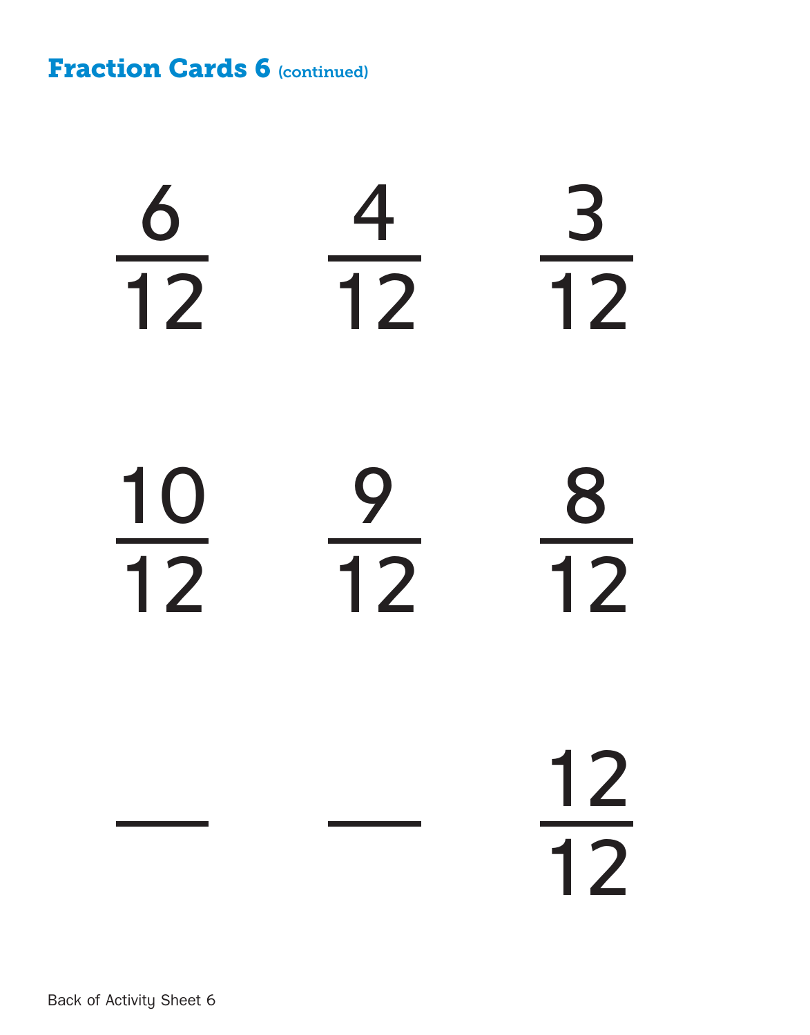## Fraction Cards 6 (continued)

$$\frac{6}{12} \qquad \frac{4}{12} \qquad \frac{3}{12}$$

$$\frac{10}{12} \qquad \frac{9}{12} \qquad \frac{8}{12}$$

$$\frac{\quad}{\quad} \qquad \frac{\quad}{\quad} \qquad \frac{12}{12}$$

Back of Activity Sheet 6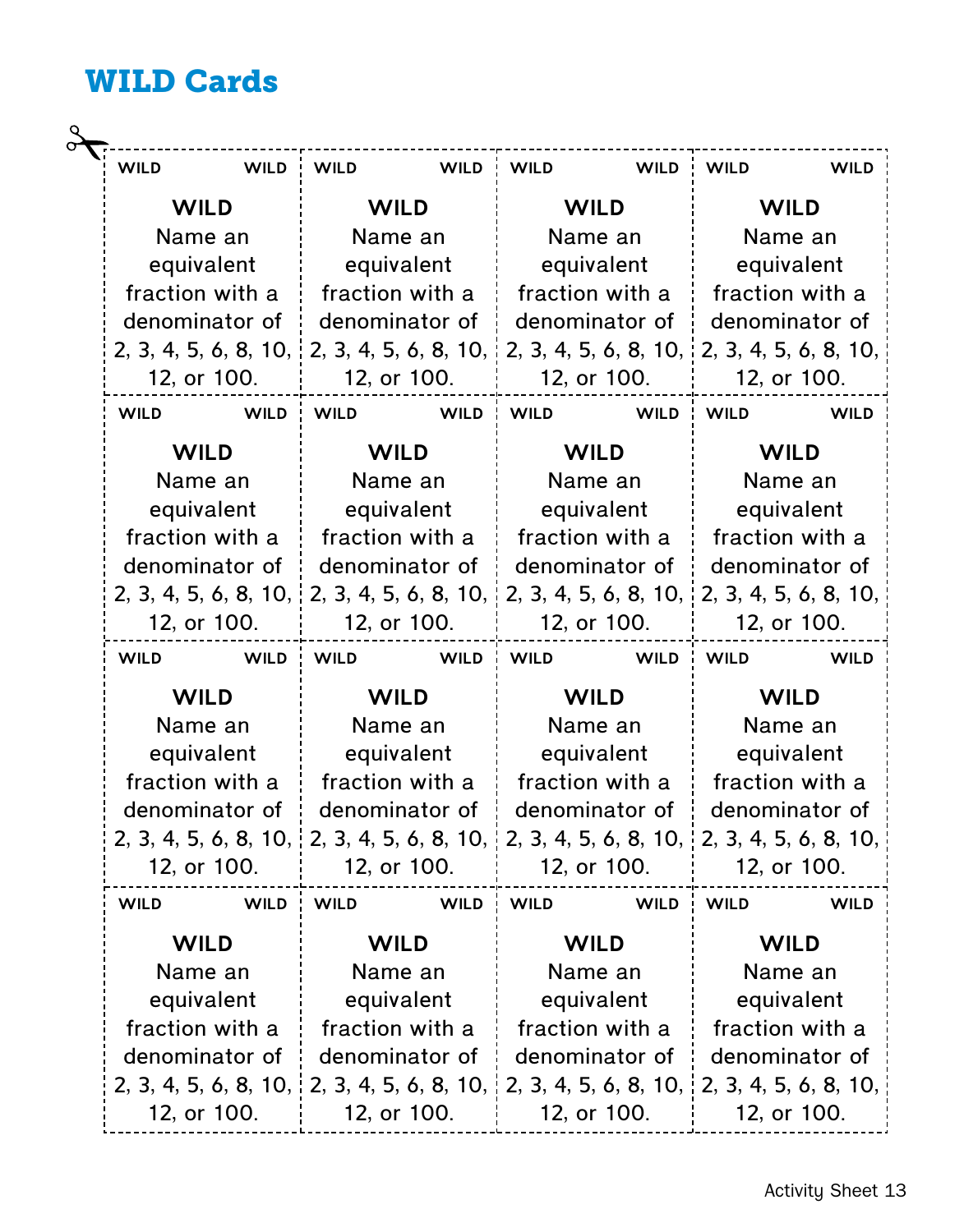# WILD Cards

| | | | |
|---|---|---|---|
| WILD WILD<br>**WILD**<br>Name an equivalent fraction with a denominator of 2, 3, 4, 5, 6, 8, 10, 12, or 100. | WILD WILD<br>**WILD**<br>Name an equivalent fraction with a denominator of 2, 3, 4, 5, 6, 8, 10, 12, or 100. | WILD WILD<br>**WILD**<br>Name an equivalent fraction with a denominator of 2, 3, 4, 5, 6, 8, 10, 12, or 100. | WILD WILD<br>**WILD**<br>Name an equivalent fraction with a denominator of 2, 3, 4, 5, 6, 8, 10, 12, or 100. |
| WILD WILD<br>**WILD**<br>Name an equivalent fraction with a denominator of 2, 3, 4, 5, 6, 8, 10, 12, or 100. | WILD WILD<br>**WILD**<br>Name an equivalent fraction with a denominator of 2, 3, 4, 5, 6, 8, 10, 12, or 100. | WILD WILD<br>**WILD**<br>Name an equivalent fraction with a denominator of 2, 3, 4, 5, 6, 8, 10, 12, or 100. | WILD WILD<br>**WILD**<br>Name an equivalent fraction with a denominator of 2, 3, 4, 5, 6, 8, 10, 12, or 100. |
| WILD WILD<br>**WILD**<br>Name an equivalent fraction with a denominator of 2, 3, 4, 5, 6, 8, 10, 12, or 100. | WILD WILD<br>**WILD**<br>Name an equivalent fraction with a denominator of 2, 3, 4, 5, 6, 8, 10, 12, or 100. | WILD WILD<br>**WILD**<br>Name an equivalent fraction with a denominator of 2, 3, 4, 5, 6, 8, 10, 12, or 100. | WILD WILD<br>**WILD**<br>Name an equivalent fraction with a denominator of 2, 3, 4, 5, 6, 8, 10, 12, or 100. |
| WILD WILD<br>**WILD**<br>Name an equivalent fraction with a denominator of 2, 3, 4, 5, 6, 8, 10, 12, or 100. | WILD WILD<br>**WILD**<br>Name an equivalent fraction with a denominator of 2, 3, 4, 5, 6, 8, 10, 12, or 100. | WILD WILD<br>**WILD**<br>Name an equivalent fraction with a denominator of 2, 3, 4, 5, 6, 8, 10, 12, or 100. | WILD WILD<br>**WILD**<br>Name an equivalent fraction with a denominator of 2, 3, 4, 5, 6, 8, 10, 12, or 100. |

Activity Sheet 13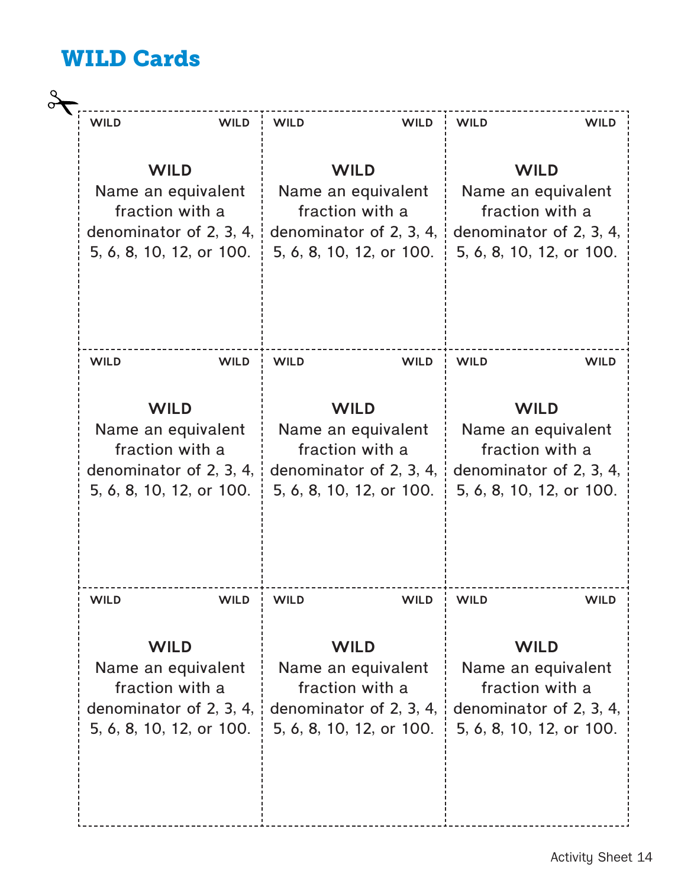## WILD Cards

WILD WILD

**WILD**
Name an equivalent fraction with a denominator of 2, 3, 4, 5, 6, 8, 10, 12, or 100.

WILD WILD

**WILD**
Name an equivalent fraction with a denominator of 2, 3, 4, 5, 6, 8, 10, 12, or 100.

WILD WILD

**WILD**
Name an equivalent fraction with a denominator of 2, 3, 4, 5, 6, 8, 10, 12, or 100.

WILD WILD

**WILD**
Name an equivalent fraction with a denominator of 2, 3, 4, 5, 6, 8, 10, 12, or 100.

WILD WILD

**WILD**
Name an equivalent fraction with a denominator of 2, 3, 4, 5, 6, 8, 10, 12, or 100.

WILD WILD

**WILD**
Name an equivalent fraction with a denominator of 2, 3, 4, 5, 6, 8, 10, 12, or 100.

WILD WILD

**WILD**
Name an equivalent fraction with a denominator of 2, 3, 4, 5, 6, 8, 10, 12, or 100.

WILD WILD

**WILD**
Name an equivalent fraction with a denominator of 2, 3, 4, 5, 6, 8, 10, 12, or 100.

WILD WILD

**WILD**
Name an equivalent fraction with a denominator of 2, 3, 4, 5, 6, 8, 10, 12, or 100.

Activity Sheet 14